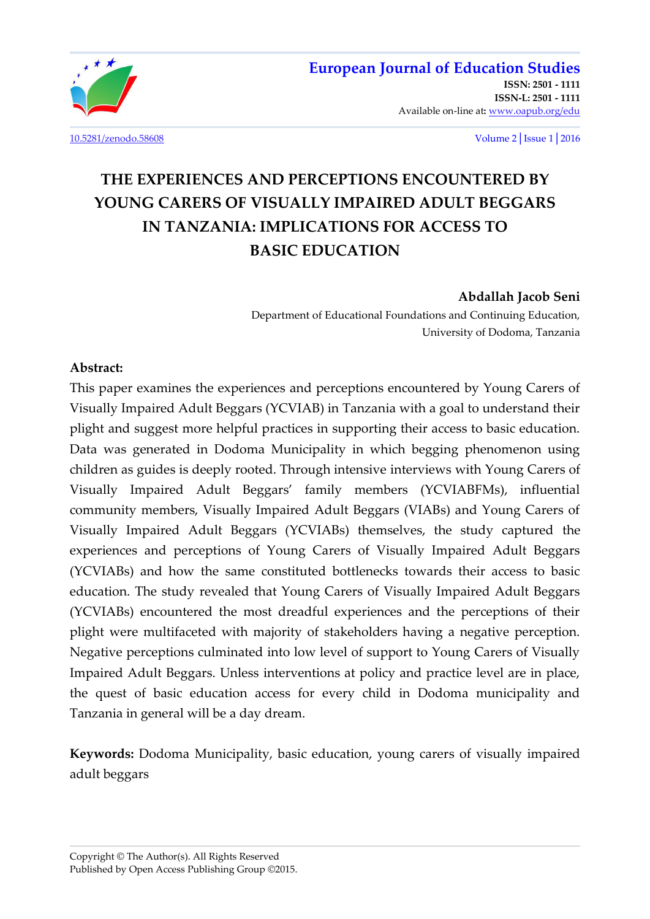# THE EXPERIENCES AND PERCEPTIONS ENCOUNTERED BY YOUNG CARERS OF VISUALLY IMPAIRED ADULT BEGGARS IN TANZANIA: IMPLICATIONS FOR ACCESS TO BASIC EDUCATION

**Abdallah Jacob Seni**

Department of Educational Foundations and Continuing Education, University of Dodoma, Tanzania

**Abstract:**

This paper examines the experiences and perceptions encountered by Young Carers of Visually Impaired Adult Beggars (YCVIAB) in Tanzania with a goal to understand their plight and suggest more helpful practices in supporting their access to basic education. Data was generated in Dodoma Municipality in which begging phenomenon using children as guides is deeply rooted. Through intensive interviews with Young Carers of Visually Impaired Adult Beggars' family members (YCVIABFMs), influential community members, Visually Impaired Adult Beggars (VIABs) and Young Carers of Visually Impaired Adult Beggars (YCVIABs) themselves, the study captured the experiences and perceptions of Young Carers of Visually Impaired Adult Beggars (YCVIABs) and how the same constituted bottlenecks towards their access to basic education. The study revealed that Young Carers of Visually Impaired Adult Beggars (YCVIABs) encountered the most dreadful experiences and the perceptions of their plight were multifaceted with majority of stakeholders having a negative perception. Negative perceptions culminated into low level of support to Young Carers of Visually Impaired Adult Beggars. Unless interventions at policy and practice level are in place, the quest of basic education access for every child in Dodoma municipality and Tanzania in general will be a day dream.

**Keywords:** Dodoma Municipality, basic education, young carers of visually impaired adult beggars

Copyright © The Author(s). All Rights Reserved
Published by Open Access Publishing Group ©2015.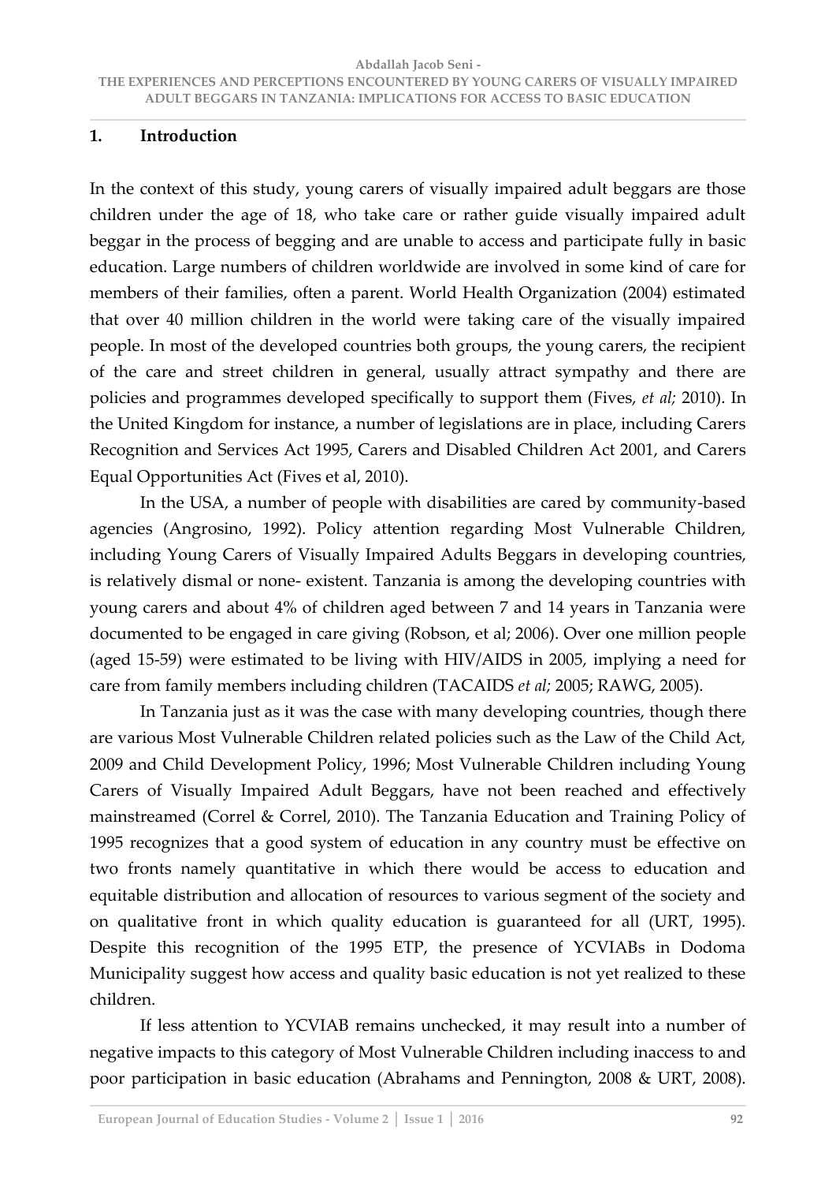## 1. Introduction

In the context of this study, young carers of visually impaired adult beggars are those children under the age of 18, who take care or rather guide visually impaired adult beggar in the process of begging and are unable to access and participate fully in basic education. Large numbers of children worldwide are involved in some kind of care for members of their families, often a parent. World Health Organization (2004) estimated that over 40 million children in the world were taking care of the visually impaired people. In most of the developed countries both groups, the young carers, the recipient of the care and street children in general, usually attract sympathy and there are policies and programmes developed specifically to support them (Fives, *et al;* 2010). In the United Kingdom for instance, a number of legislations are in place, including Carers Recognition and Services Act 1995, Carers and Disabled Children Act 2001, and Carers Equal Opportunities Act (Fives et al, 2010).

In the USA, a number of people with disabilities are cared by community-based agencies (Angrosino, 1992). Policy attention regarding Most Vulnerable Children, including Young Carers of Visually Impaired Adults Beggars in developing countries, is relatively dismal or none- existent. Tanzania is among the developing countries with young carers and about 4% of children aged between 7 and 14 years in Tanzania were documented to be engaged in care giving (Robson, et al; 2006). Over one million people (aged 15-59) were estimated to be living with HIV/AIDS in 2005, implying a need for care from family members including children (TACAIDS *et al;* 2005; RAWG, 2005).

In Tanzania just as it was the case with many developing countries, though there are various Most Vulnerable Children related policies such as the Law of the Child Act, 2009 and Child Development Policy, 1996; Most Vulnerable Children including Young Carers of Visually Impaired Adult Beggars, have not been reached and effectively mainstreamed (Correl & Correl, 2010). The Tanzania Education and Training Policy of 1995 recognizes that a good system of education in any country must be effective on two fronts namely quantitative in which there would be access to education and equitable distribution and allocation of resources to various segment of the society and on qualitative front in which quality education is guaranteed for all (URT, 1995). Despite this recognition of the 1995 ETP, the presence of YCVIABs in Dodoma Municipality suggest how access and quality basic education is not yet realized to these children.

If less attention to YCVIAB remains unchecked, it may result into a number of negative impacts to this category of Most Vulnerable Children including inaccess to and poor participation in basic education (Abrahams and Pennington, 2008 & URT, 2008).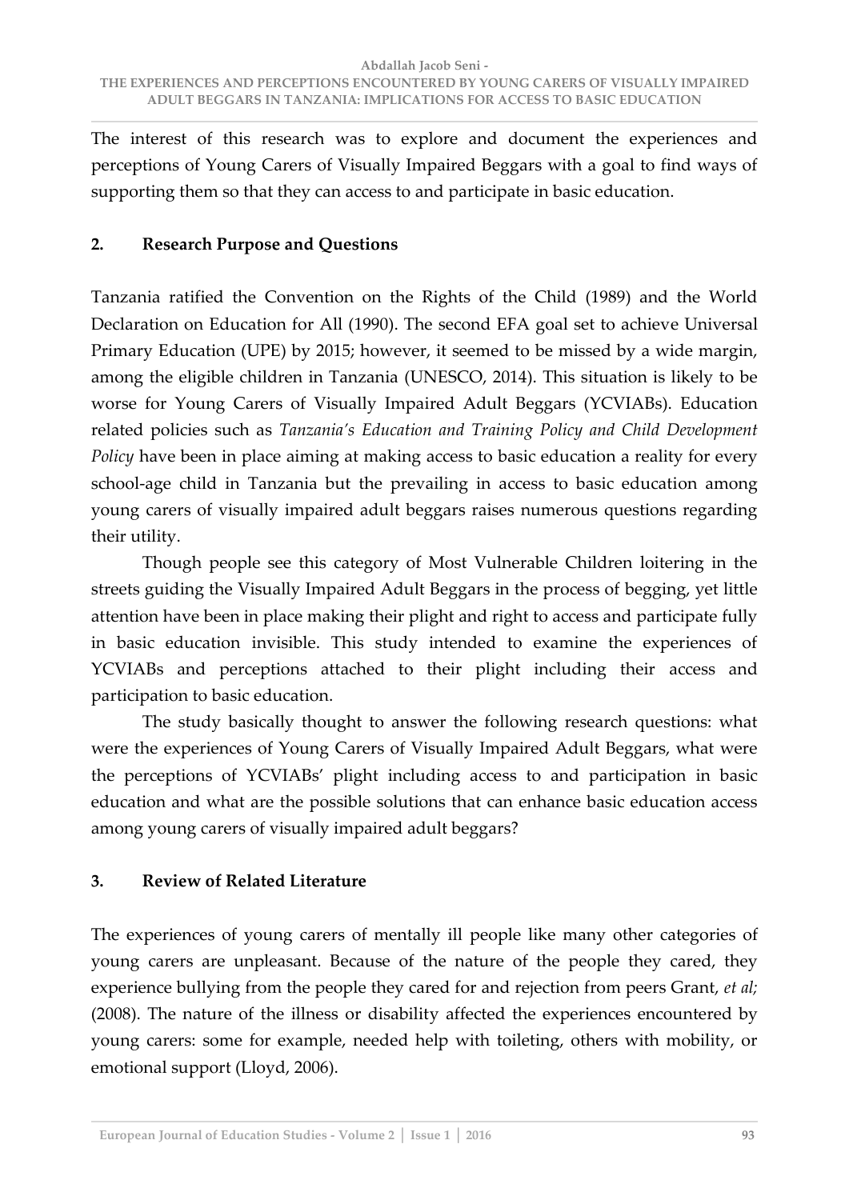The interest of this research was to explore and document the experiences and perceptions of Young Carers of Visually Impaired Beggars with a goal to find ways of supporting them so that they can access to and participate in basic education.

## 2. Research Purpose and Questions

Tanzania ratified the Convention on the Rights of the Child (1989) and the World Declaration on Education for All (1990). The second EFA goal set to achieve Universal Primary Education (UPE) by 2015; however, it seemed to be missed by a wide margin, among the eligible children in Tanzania (UNESCO, 2014). This situation is likely to be worse for Young Carers of Visually Impaired Adult Beggars (YCVIABs). Education related policies such as *Tanzania's Education and Training Policy and Child Development Policy* have been in place aiming at making access to basic education a reality for every school-age child in Tanzania but the prevailing in access to basic education among young carers of visually impaired adult beggars raises numerous questions regarding their utility.

Though people see this category of Most Vulnerable Children loitering in the streets guiding the Visually Impaired Adult Beggars in the process of begging, yet little attention have been in place making their plight and right to access and participate fully in basic education invisible. This study intended to examine the experiences of YCVIABs and perceptions attached to their plight including their access and participation to basic education.

The study basically thought to answer the following research questions: what were the experiences of Young Carers of Visually Impaired Adult Beggars, what were the perceptions of YCVIABs' plight including access to and participation in basic education and what are the possible solutions that can enhance basic education access among young carers of visually impaired adult beggars?

## 3. Review of Related Literature

The experiences of young carers of mentally ill people like many other categories of young carers are unpleasant. Because of the nature of the people they cared, they experience bullying from the people they cared for and rejection from peers Grant, *et al;* (2008). The nature of the illness or disability affected the experiences encountered by young carers: some for example, needed help with toileting, others with mobility, or emotional support (Lloyd, 2006).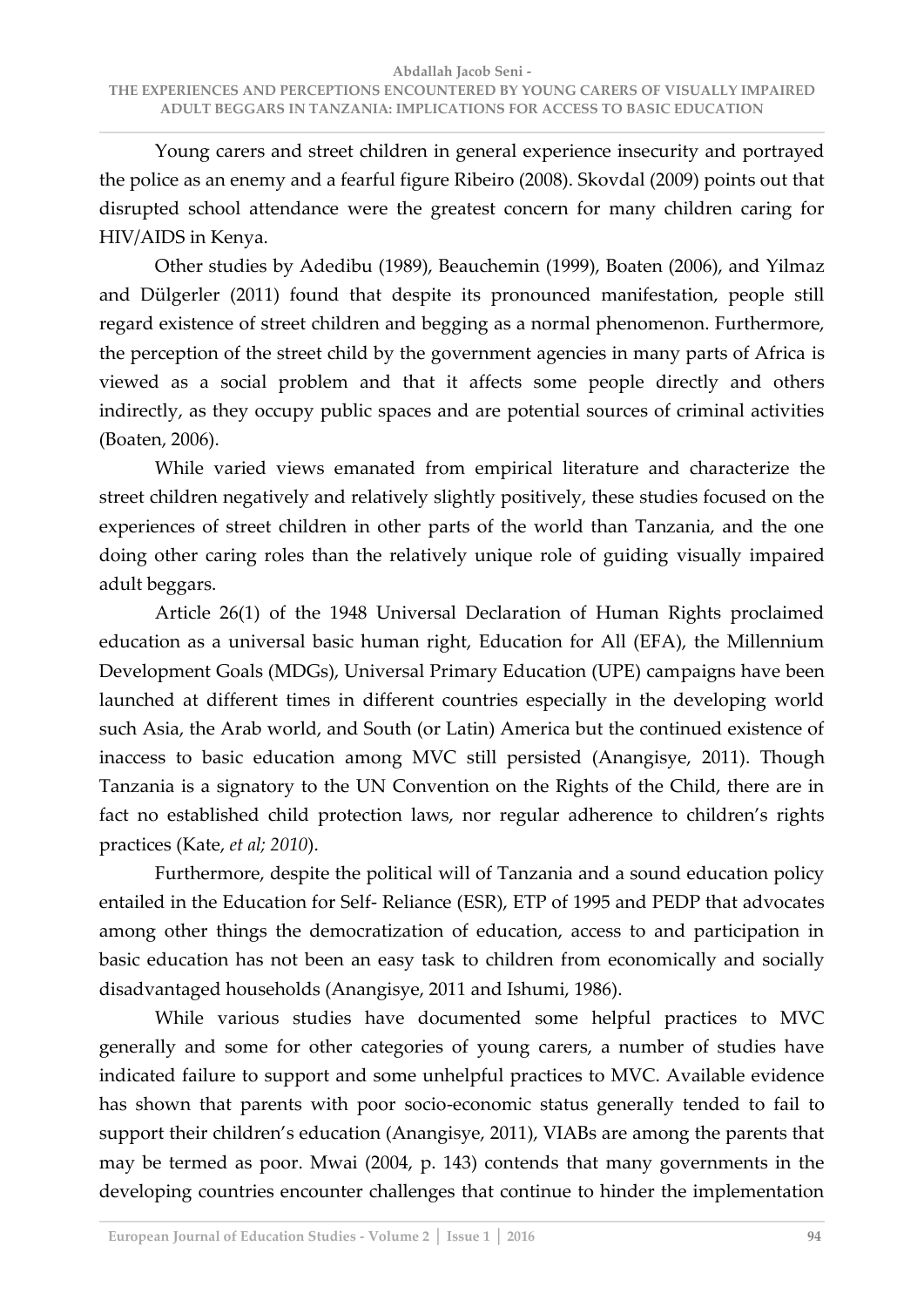Young carers and street children in general experience insecurity and portrayed the police as an enemy and a fearful figure Ribeiro (2008). Skovdal (2009) points out that disrupted school attendance were the greatest concern for many children caring for HIV/AIDS in Kenya.

Other studies by Adedibu (1989), Beauchemin (1999), Boaten (2006), and Yilmaz and Dülgerler (2011) found that despite its pronounced manifestation, people still regard existence of street children and begging as a normal phenomenon. Furthermore, the perception of the street child by the government agencies in many parts of Africa is viewed as a social problem and that it affects some people directly and others indirectly, as they occupy public spaces and are potential sources of criminal activities (Boaten, 2006).

While varied views emanated from empirical literature and characterize the street children negatively and relatively slightly positively, these studies focused on the experiences of street children in other parts of the world than Tanzania, and the one doing other caring roles than the relatively unique role of guiding visually impaired adult beggars.

Article 26(1) of the 1948 Universal Declaration of Human Rights proclaimed education as a universal basic human right, Education for All (EFA), the Millennium Development Goals (MDGs), Universal Primary Education (UPE) campaigns have been launched at different times in different countries especially in the developing world such Asia, the Arab world, and South (or Latin) America but the continued existence of inaccess to basic education among MVC still persisted (Anangisye, 2011). Though Tanzania is a signatory to the UN Convention on the Rights of the Child, there are in fact no established child protection laws, nor regular adherence to children's rights practices (Kate, *et al; 2010*).

Furthermore, despite the political will of Tanzania and a sound education policy entailed in the Education for Self- Reliance (ESR), ETP of 1995 and PEDP that advocates among other things the democratization of education, access to and participation in basic education has not been an easy task to children from economically and socially disadvantaged households (Anangisye, 2011 and Ishumi, 1986).

While various studies have documented some helpful practices to MVC generally and some for other categories of young carers, a number of studies have indicated failure to support and some unhelpful practices to MVC. Available evidence has shown that parents with poor socio-economic status generally tended to fail to support their children's education (Anangisye, 2011), VIABs are among the parents that may be termed as poor. Mwai (2004, p. 143) contends that many governments in the developing countries encounter challenges that continue to hinder the implementation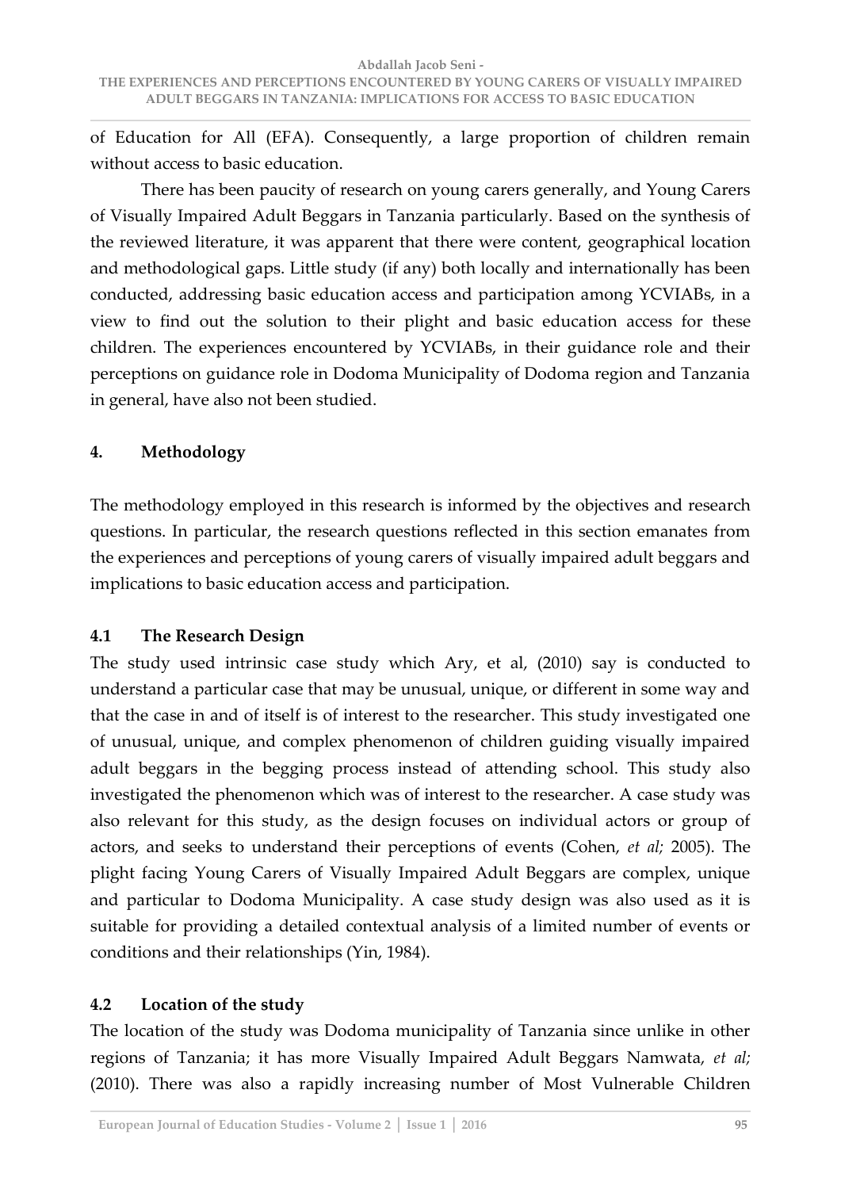of Education for All (EFA). Consequently, a large proportion of children remain without access to basic education.

There has been paucity of research on young carers generally, and Young Carers of Visually Impaired Adult Beggars in Tanzania particularly. Based on the synthesis of the reviewed literature, it was apparent that there were content, geographical location and methodological gaps. Little study (if any) both locally and internationally has been conducted, addressing basic education access and participation among YCVIABs, in a view to find out the solution to their plight and basic education access for these children. The experiences encountered by YCVIABs, in their guidance role and their perceptions on guidance role in Dodoma Municipality of Dodoma region and Tanzania in general, have also not been studied.

## 4. Methodology

The methodology employed in this research is informed by the objectives and research questions. In particular, the research questions reflected in this section emanates from the experiences and perceptions of young carers of visually impaired adult beggars and implications to basic education access and participation.

### 4.1 The Research Design

The study used intrinsic case study which Ary, et al, (2010) say is conducted to understand a particular case that may be unusual, unique, or different in some way and that the case in and of itself is of interest to the researcher. This study investigated one of unusual, unique, and complex phenomenon of children guiding visually impaired adult beggars in the begging process instead of attending school. This study also investigated the phenomenon which was of interest to the researcher. A case study was also relevant for this study, as the design focuses on individual actors or group of actors, and seeks to understand their perceptions of events (Cohen, *et al;* 2005). The plight facing Young Carers of Visually Impaired Adult Beggars are complex, unique and particular to Dodoma Municipality. A case study design was also used as it is suitable for providing a detailed contextual analysis of a limited number of events or conditions and their relationships (Yin, 1984).

### 4.2 Location of the study

The location of the study was Dodoma municipality of Tanzania since unlike in other regions of Tanzania; it has more Visually Impaired Adult Beggars Namwata, *et al;* (2010). There was also a rapidly increasing number of Most Vulnerable Children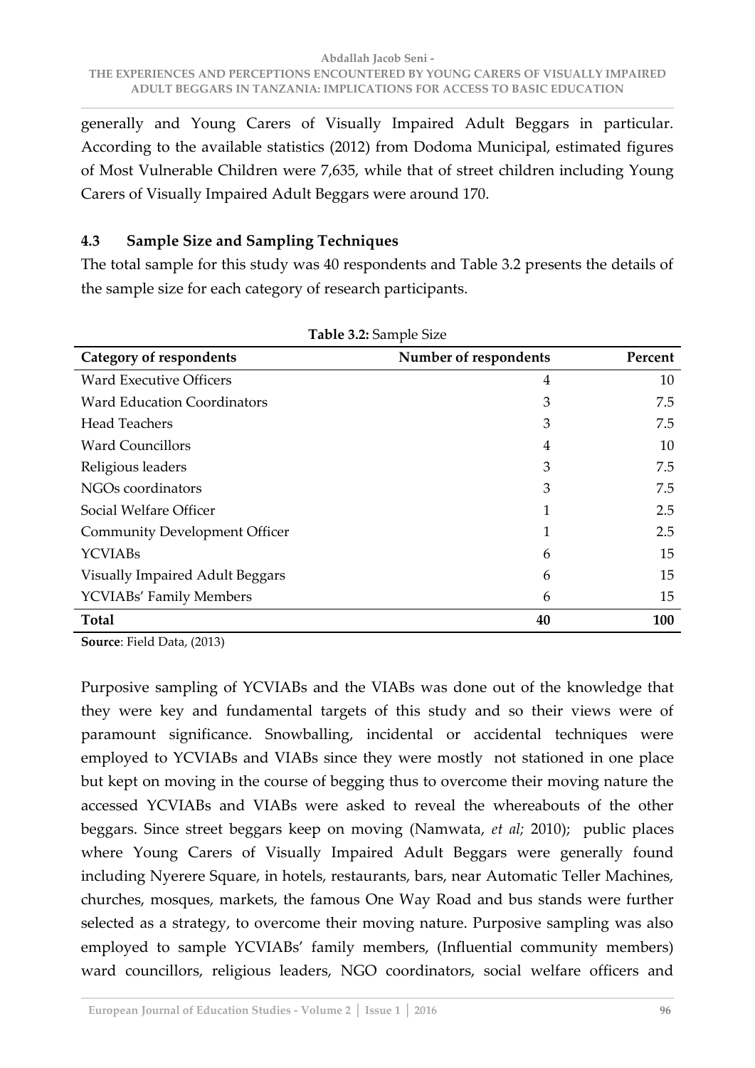generally and Young Carers of Visually Impaired Adult Beggars in particular. According to the available statistics (2012) from Dodoma Municipal, estimated figures of Most Vulnerable Children were 7,635, while that of street children including Young Carers of Visually Impaired Adult Beggars were around 170.

### 4.3 Sample Size and Sampling Techniques

The total sample for this study was 40 respondents and Table 3.2 presents the details of the sample size for each category of research participants.

**Table 3.2:** Sample Size

| Category of respondents | Number of respondents | Percent |
|---|---|---|
| Ward Executive Officers | 4 | 10 |
| Ward Education Coordinators | 3 | 7.5 |
| Head Teachers | 3 | 7.5 |
| Ward Councillors | 4 | 10 |
| Religious leaders | 3 | 7.5 |
| NGOs coordinators | 3 | 7.5 |
| Social Welfare Officer | 1 | 2.5 |
| Community Development Officer | 1 | 2.5 |
| YCVIABs | 6 | 15 |
| Visually Impaired Adult Beggars | 6 | 15 |
| YCVIABs' Family Members | 6 | 15 |
| **Total** | **40** | **100** |

**Source**: Field Data, (2013)

Purposive sampling of YCVIABs and the VIABs was done out of the knowledge that they were key and fundamental targets of this study and so their views were of paramount significance. Snowballing, incidental or accidental techniques were employed to YCVIABs and VIABs since they were mostly not stationed in one place but kept on moving in the course of begging thus to overcome their moving nature the accessed YCVIABs and VIABs were asked to reveal the whereabouts of the other beggars. Since street beggars keep on moving (Namwata, *et al;* 2010); public places where Young Carers of Visually Impaired Adult Beggars were generally found including Nyerere Square, in hotels, restaurants, bars, near Automatic Teller Machines, churches, mosques, markets, the famous One Way Road and bus stands were further selected as a strategy, to overcome their moving nature. Purposive sampling was also employed to sample YCVIABs' family members, (Influential community members) ward councillors, religious leaders, NGO coordinators, social welfare officers and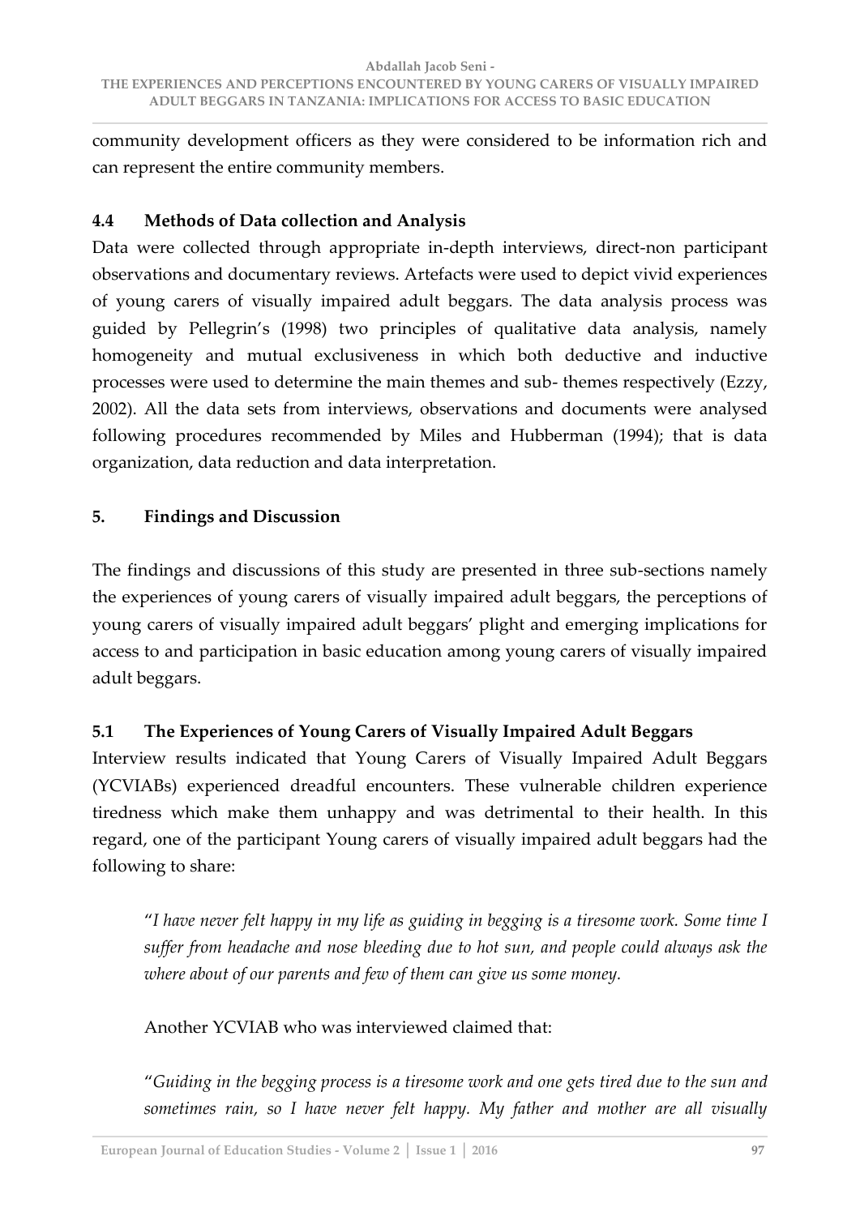community development officers as they were considered to be information rich and can represent the entire community members.

### 4.4 Methods of Data collection and Analysis

Data were collected through appropriate in-depth interviews, direct-non participant observations and documentary reviews. Artefacts were used to depict vivid experiences of young carers of visually impaired adult beggars. The data analysis process was guided by Pellegrin's (1998) two principles of qualitative data analysis, namely homogeneity and mutual exclusiveness in which both deductive and inductive processes were used to determine the main themes and sub- themes respectively (Ezzy, 2002). All the data sets from interviews, observations and documents were analysed following procedures recommended by Miles and Hubberman (1994); that is data organization, data reduction and data interpretation.

## 5. Findings and Discussion

The findings and discussions of this study are presented in three sub-sections namely the experiences of young carers of visually impaired adult beggars, the perceptions of young carers of visually impaired adult beggars' plight and emerging implications for access to and participation in basic education among young carers of visually impaired adult beggars.

### 5.1 The Experiences of Young Carers of Visually Impaired Adult Beggars

Interview results indicated that Young Carers of Visually Impaired Adult Beggars (YCVIABs) experienced dreadful encounters. These vulnerable children experience tiredness which make them unhappy and was detrimental to their health. In this regard, one of the participant Young carers of visually impaired adult beggars had the following to share:

> "*I have never felt happy in my life as guiding in begging is a tiresome work. Some time I suffer from headache and nose bleeding due to hot sun, and people could always ask the where about of our parents and few of them can give us some money.*
>
> Another YCVIAB who was interviewed claimed that:
>
> "*Guiding in the begging process is a tiresome work and one gets tired due to the sun and sometimes rain, so I have never felt happy. My father and mother are all visually*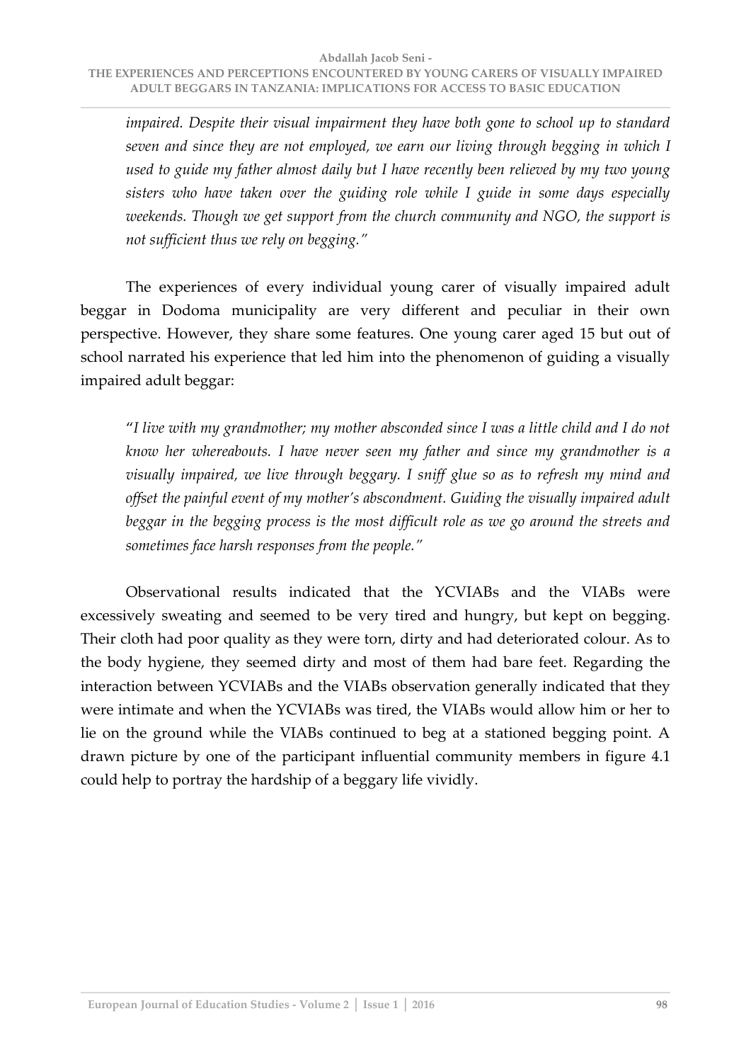*impaired. Despite their visual impairment they have both gone to school up to standard seven and since they are not employed, we earn our living through begging in which I used to guide my father almost daily but I have recently been relieved by my two young sisters who have taken over the guiding role while I guide in some days especially weekends. Though we get support from the church community and NGO, the support is not sufficient thus we rely on begging."*

The experiences of every individual young carer of visually impaired adult beggar in Dodoma municipality are very different and peculiar in their own perspective. However, they share some features. One young carer aged 15 but out of school narrated his experience that led him into the phenomenon of guiding a visually impaired adult beggar:

"*I live with my grandmother; my mother absconded since I was a little child and I do not know her whereabouts. I have never seen my father and since my grandmother is a visually impaired, we live through beggary. I sniff glue so as to refresh my mind and offset the painful event of my mother's abscondment. Guiding the visually impaired adult beggar in the begging process is the most difficult role as we go around the streets and sometimes face harsh responses from the people."*

Observational results indicated that the YCVIABs and the VIABs were excessively sweating and seemed to be very tired and hungry, but kept on begging. Their cloth had poor quality as they were torn, dirty and had deteriorated colour. As to the body hygiene, they seemed dirty and most of them had bare feet. Regarding the interaction between YCVIABs and the VIABs observation generally indicated that they were intimate and when the YCVIABs was tired, the VIABs would allow him or her to lie on the ground while the VIABs continued to beg at a stationed begging point. A drawn picture by one of the participant influential community members in figure 4.1 could help to portray the hardship of a beggary life vividly.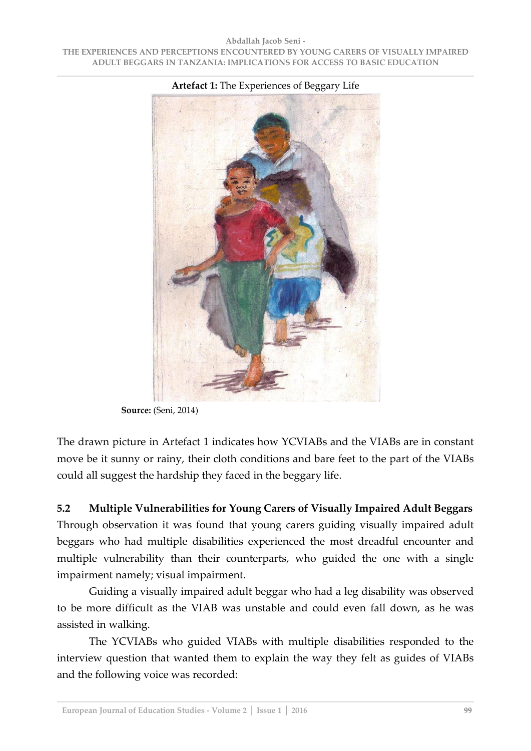**Artefact 1:** The Experiences of Beggary Life

**Source:** (Seni, 2014)

The drawn picture in Artefact 1 indicates how YCVIABs and the VIABs are in constant move be it sunny or rainy, their cloth conditions and bare feet to the part of the VIABs could all suggest the hardship they faced in the beggary life.

### 5.2 Multiple Vulnerabilities for Young Carers of Visually Impaired Adult Beggars

Through observation it was found that young carers guiding visually impaired adult beggars who had multiple disabilities experienced the most dreadful encounter and multiple vulnerability than their counterparts, who guided the one with a single impairment namely; visual impairment.

Guiding a visually impaired adult beggar who had a leg disability was observed to be more difficult as the VIAB was unstable and could even fall down, as he was assisted in walking.

The YCVIABs who guided VIABs with multiple disabilities responded to the interview question that wanted them to explain the way they felt as guides of VIABs and the following voice was recorded: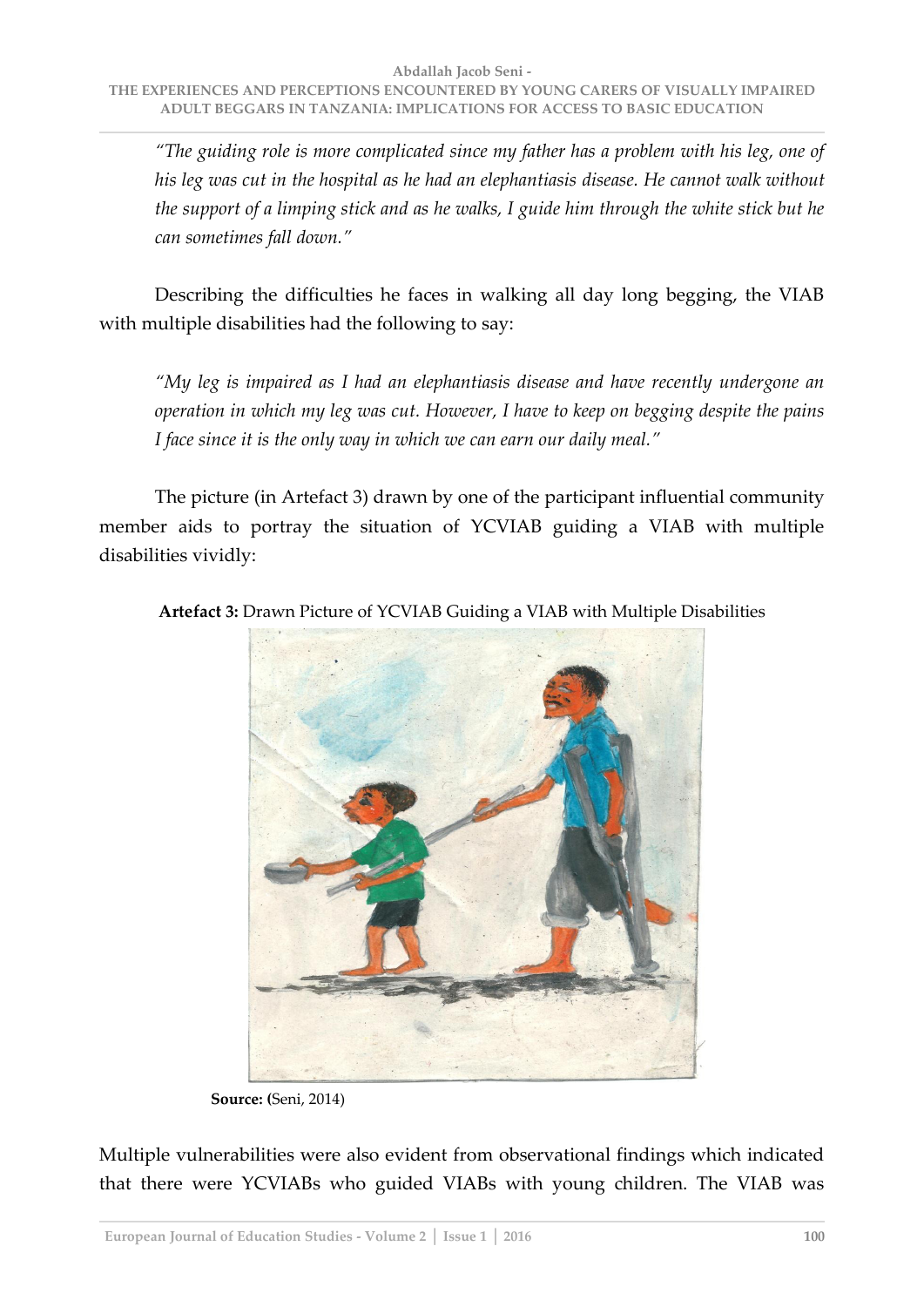*"The guiding role is more complicated since my father has a problem with his leg, one of his leg was cut in the hospital as he had an elephantiasis disease. He cannot walk without the support of a limping stick and as he walks, I guide him through the white stick but he can sometimes fall down."*

Describing the difficulties he faces in walking all day long begging, the VIAB with multiple disabilities had the following to say:

*"My leg is impaired as I had an elephantiasis disease and have recently undergone an operation in which my leg was cut. However, I have to keep on begging despite the pains I face since it is the only way in which we can earn our daily meal."*

The picture (in Artefact 3) drawn by one of the participant influential community member aids to portray the situation of YCVIAB guiding a VIAB with multiple disabilities vividly:

**Artefact 3:** Drawn Picture of YCVIAB Guiding a VIAB with Multiple Disabilities

**Source: (**Seni, 2014)

Multiple vulnerabilities were also evident from observational findings which indicated that there were YCVIABs who guided VIABs with young children. The VIAB was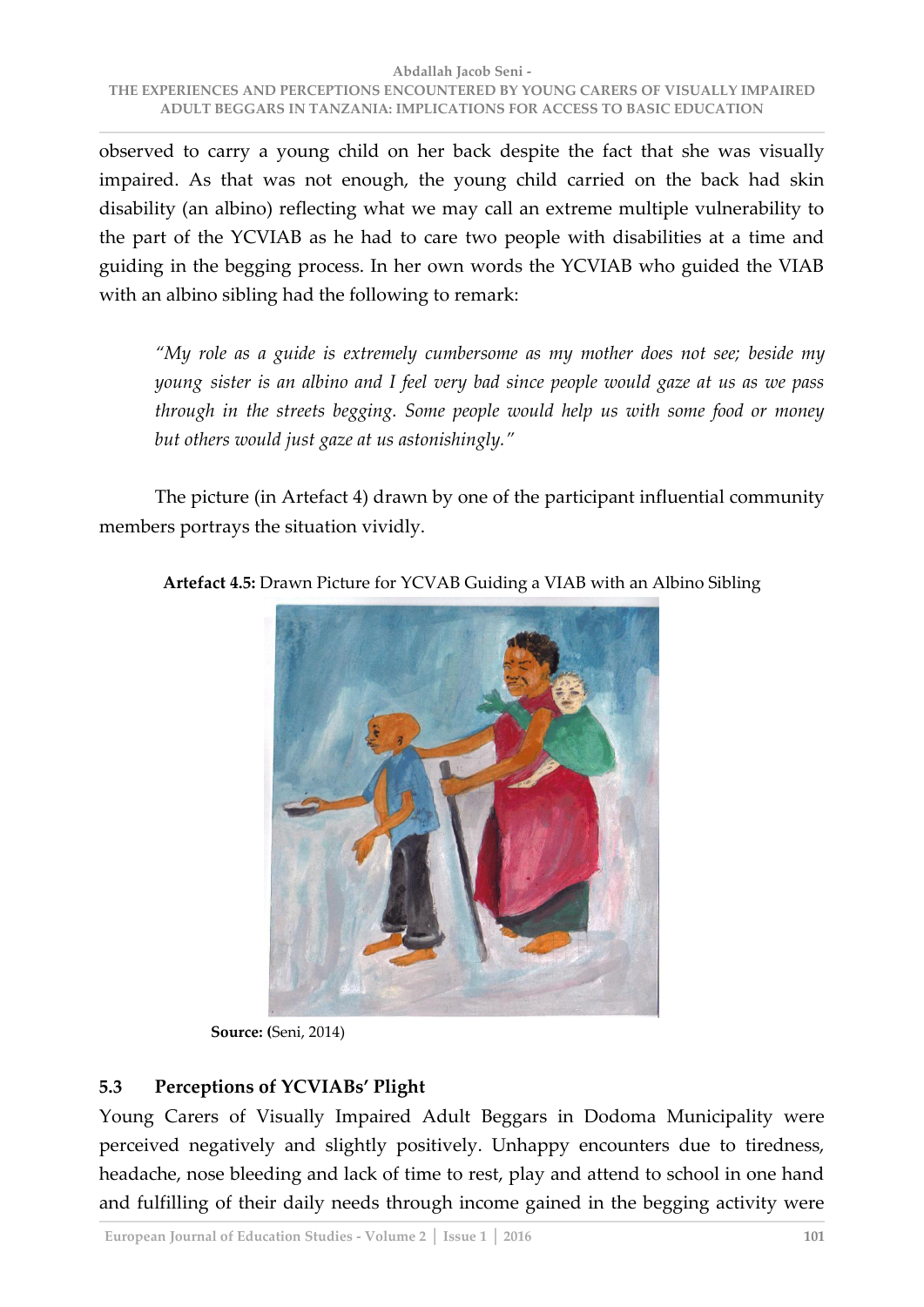observed to carry a young child on her back despite the fact that she was visually impaired. As that was not enough, the young child carried on the back had skin disability (an albino) reflecting what we may call an extreme multiple vulnerability to the part of the YCVIAB as he had to care two people with disabilities at a time and guiding in the begging process. In her own words the YCVIAB who guided the VIAB with an albino sibling had the following to remark:

> *"My role as a guide is extremely cumbersome as my mother does not see; beside my young sister is an albino and I feel very bad since people would gaze at us as we pass through in the streets begging. Some people would help us with some food or money but others would just gaze at us astonishingly."*

The picture (in Artefact 4) drawn by one of the participant influential community members portrays the situation vividly.

**Artefact 4.5:** Drawn Picture for YCVAB Guiding a VIAB with an Albino Sibling

**Source:** (Seni, 2014)

## 5.3 Perceptions of YCVIABs' Plight

Young Carers of Visually Impaired Adult Beggars in Dodoma Municipality were perceived negatively and slightly positively. Unhappy encounters due to tiredness, headache, nose bleeding and lack of time to rest, play and attend to school in one hand and fulfilling of their daily needs through income gained in the begging activity were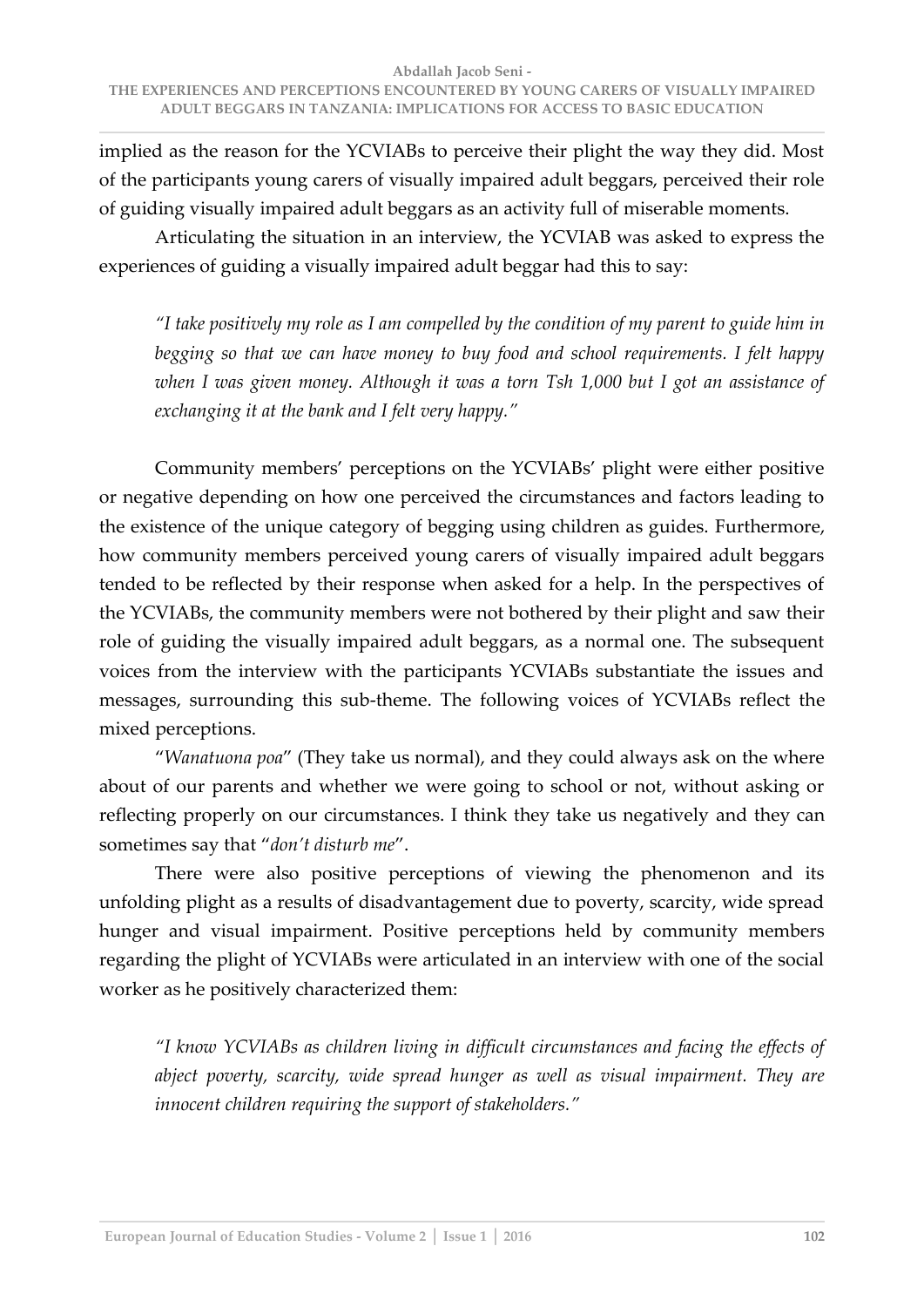implied as the reason for the YCVIABs to perceive their plight the way they did. Most of the participants young carers of visually impaired adult beggars, perceived their role of guiding visually impaired adult beggars as an activity full of miserable moments.

Articulating the situation in an interview, the YCVIAB was asked to express the experiences of guiding a visually impaired adult beggar had this to say:

> *"I take positively my role as I am compelled by the condition of my parent to guide him in begging so that we can have money to buy food and school requirements. I felt happy when I was given money. Although it was a torn Tsh 1,000 but I got an assistance of exchanging it at the bank and I felt very happy."*

Community members' perceptions on the YCVIABs' plight were either positive or negative depending on how one perceived the circumstances and factors leading to the existence of the unique category of begging using children as guides. Furthermore, how community members perceived young carers of visually impaired adult beggars tended to be reflected by their response when asked for a help. In the perspectives of the YCVIABs, the community members were not bothered by their plight and saw their role of guiding the visually impaired adult beggars, as a normal one. The subsequent voices from the interview with the participants YCVIABs substantiate the issues and messages, surrounding this sub-theme. The following voices of YCVIABs reflect the mixed perceptions.

"*Wanatuona poa*" (They take us normal), and they could always ask on the where about of our parents and whether we were going to school or not, without asking or reflecting properly on our circumstances. I think they take us negatively and they can sometimes say that "*don't disturb me*".

There were also positive perceptions of viewing the phenomenon and its unfolding plight as a results of disadvantagement due to poverty, scarcity, wide spread hunger and visual impairment. Positive perceptions held by community members regarding the plight of YCVIABs were articulated in an interview with one of the social worker as he positively characterized them:

> *"I know YCVIABs as children living in difficult circumstances and facing the effects of abject poverty, scarcity, wide spread hunger as well as visual impairment. They are innocent children requiring the support of stakeholders."*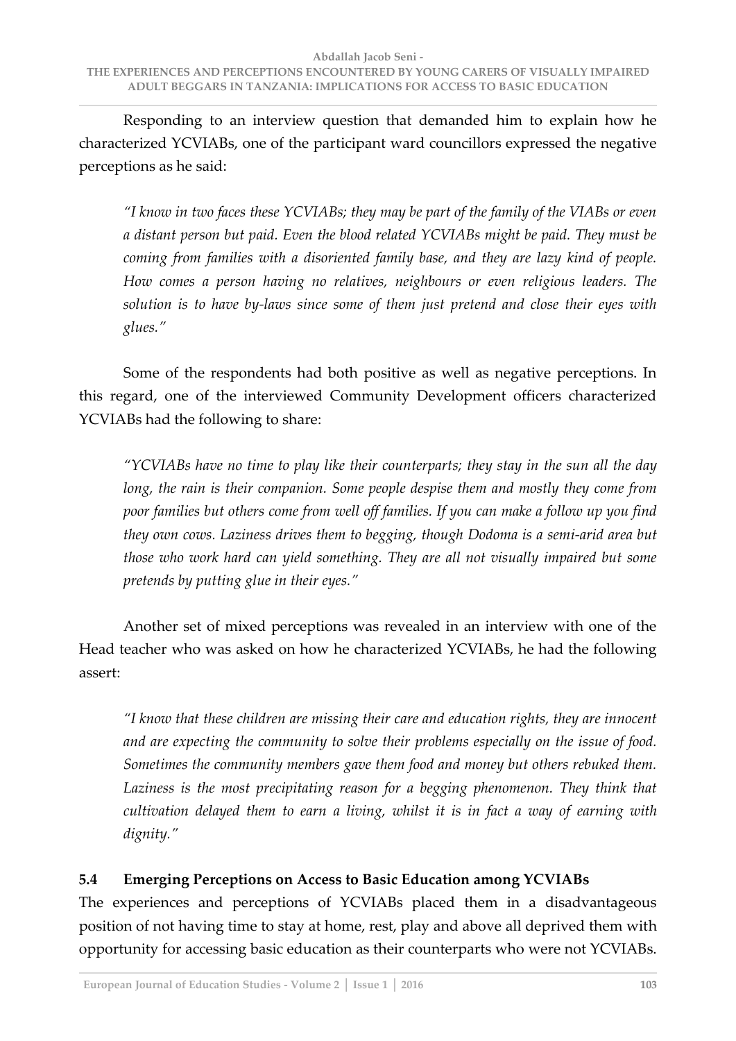Responding to an interview question that demanded him to explain how he characterized YCVIABs, one of the participant ward councillors expressed the negative perceptions as he said:

> *"I know in two faces these YCVIABs; they may be part of the family of the VIABs or even a distant person but paid. Even the blood related YCVIABs might be paid. They must be coming from families with a disoriented family base, and they are lazy kind of people. How comes a person having no relatives, neighbours or even religious leaders. The solution is to have by-laws since some of them just pretend and close their eyes with glues."*

Some of the respondents had both positive as well as negative perceptions. In this regard, one of the interviewed Community Development officers characterized YCVIABs had the following to share:

> *"YCVIABs have no time to play like their counterparts; they stay in the sun all the day long, the rain is their companion. Some people despise them and mostly they come from poor families but others come from well off families. If you can make a follow up you find they own cows. Laziness drives them to begging, though Dodoma is a semi-arid area but those who work hard can yield something. They are all not visually impaired but some pretends by putting glue in their eyes."*

Another set of mixed perceptions was revealed in an interview with one of the Head teacher who was asked on how he characterized YCVIABs, he had the following assert:

> *"I know that these children are missing their care and education rights, they are innocent and are expecting the community to solve their problems especially on the issue of food. Sometimes the community members gave them food and money but others rebuked them. Laziness is the most precipitating reason for a begging phenomenon. They think that cultivation delayed them to earn a living, whilst it is in fact a way of earning with dignity."*

### 5.4 Emerging Perceptions on Access to Basic Education among YCVIABs

The experiences and perceptions of YCVIABs placed them in a disadvantageous position of not having time to stay at home, rest, play and above all deprived them with opportunity for accessing basic education as their counterparts who were not YCVIABs.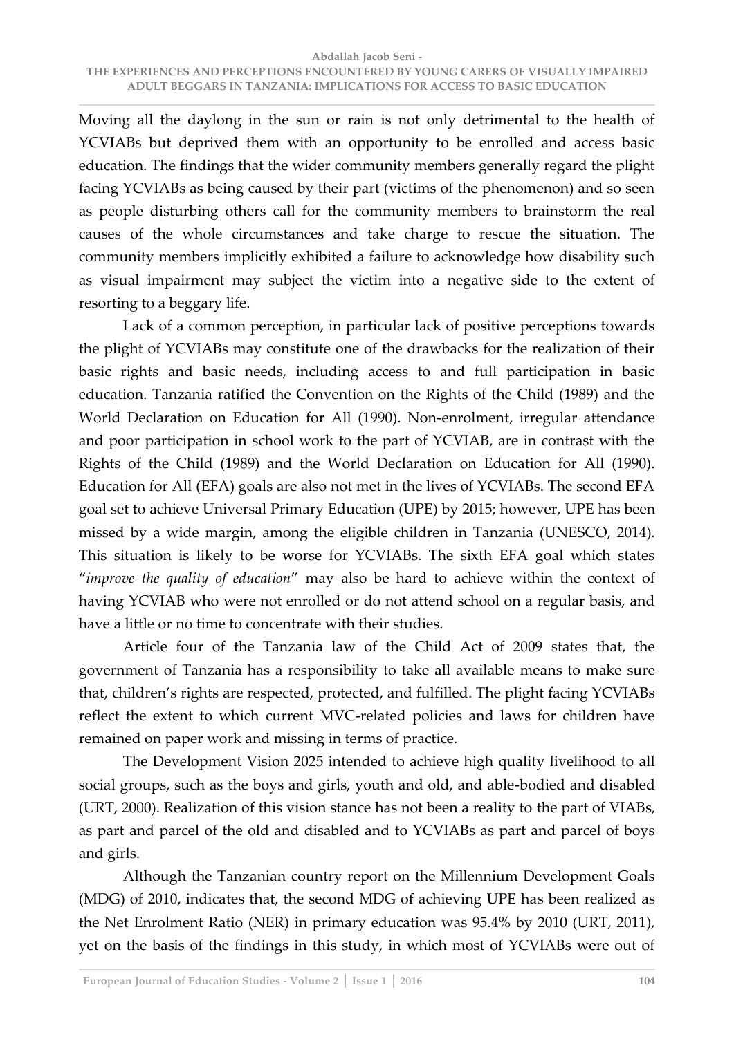Moving all the daylong in the sun or rain is not only detrimental to the health of YCVIABs but deprived them with an opportunity to be enrolled and access basic education. The findings that the wider community members generally regard the plight facing YCVIABs as being caused by their part (victims of the phenomenon) and so seen as people disturbing others call for the community members to brainstorm the real causes of the whole circumstances and take charge to rescue the situation. The community members implicitly exhibited a failure to acknowledge how disability such as visual impairment may subject the victim into a negative side to the extent of resorting to a beggary life.

Lack of a common perception, in particular lack of positive perceptions towards the plight of YCVIABs may constitute one of the drawbacks for the realization of their basic rights and basic needs, including access to and full participation in basic education. Tanzania ratified the Convention on the Rights of the Child (1989) and the World Declaration on Education for All (1990). Non-enrolment, irregular attendance and poor participation in school work to the part of YCVIAB, are in contrast with the Rights of the Child (1989) and the World Declaration on Education for All (1990). Education for All (EFA) goals are also not met in the lives of YCVIABs. The second EFA goal set to achieve Universal Primary Education (UPE) by 2015; however, UPE has been missed by a wide margin, among the eligible children in Tanzania (UNESCO, 2014). This situation is likely to be worse for YCVIABs. The sixth EFA goal which states "*improve the quality of education*" may also be hard to achieve within the context of having YCVIAB who were not enrolled or do not attend school on a regular basis, and have a little or no time to concentrate with their studies.

Article four of the Tanzania law of the Child Act of 2009 states that, the government of Tanzania has a responsibility to take all available means to make sure that, children's rights are respected, protected, and fulfilled. The plight facing YCVIABs reflect the extent to which current MVC-related policies and laws for children have remained on paper work and missing in terms of practice.

The Development Vision 2025 intended to achieve high quality livelihood to all social groups, such as the boys and girls, youth and old, and able-bodied and disabled (URT, 2000). Realization of this vision stance has not been a reality to the part of VIABs, as part and parcel of the old and disabled and to YCVIABs as part and parcel of boys and girls.

Although the Tanzanian country report on the Millennium Development Goals (MDG) of 2010, indicates that, the second MDG of achieving UPE has been realized as the Net Enrolment Ratio (NER) in primary education was 95.4% by 2010 (URT, 2011), yet on the basis of the findings in this study, in which most of YCVIABs were out of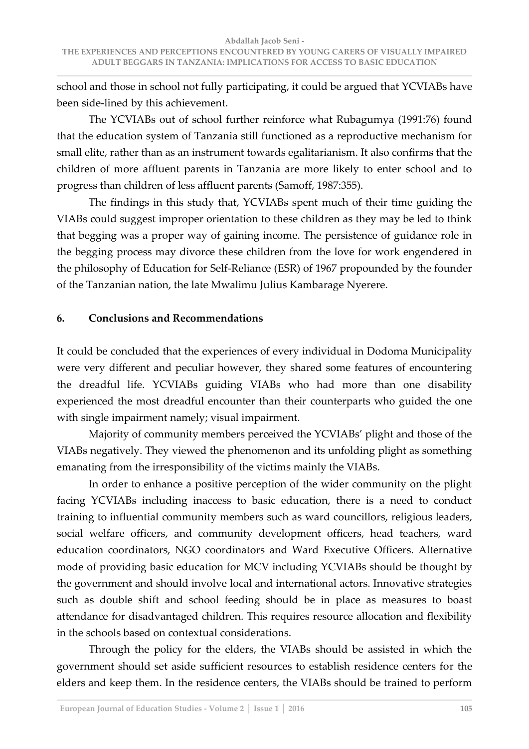school and those in school not fully participating, it could be argued that YCVIABs have been side-lined by this achievement.

The YCVIABs out of school further reinforce what Rubagumya (1991:76) found that the education system of Tanzania still functioned as a reproductive mechanism for small elite, rather than as an instrument towards egalitarianism. It also confirms that the children of more affluent parents in Tanzania are more likely to enter school and to progress than children of less affluent parents (Samoff, 1987:355).

The findings in this study that, YCVIABs spent much of their time guiding the VIABs could suggest improper orientation to these children as they may be led to think that begging was a proper way of gaining income. The persistence of guidance role in the begging process may divorce these children from the love for work engendered in the philosophy of Education for Self-Reliance (ESR) of 1967 propounded by the founder of the Tanzanian nation, the late Mwalimu Julius Kambarage Nyerere.

## 6. Conclusions and Recommendations

It could be concluded that the experiences of every individual in Dodoma Municipality were very different and peculiar however, they shared some features of encountering the dreadful life. YCVIABs guiding VIABs who had more than one disability experienced the most dreadful encounter than their counterparts who guided the one with single impairment namely; visual impairment.

Majority of community members perceived the YCVIABs' plight and those of the VIABs negatively. They viewed the phenomenon and its unfolding plight as something emanating from the irresponsibility of the victims mainly the VIABs.

In order to enhance a positive perception of the wider community on the plight facing YCVIABs including inaccess to basic education, there is a need to conduct training to influential community members such as ward councillors, religious leaders, social welfare officers, and community development officers, head teachers, ward education coordinators, NGO coordinators and Ward Executive Officers. Alternative mode of providing basic education for MCV including YCVIABs should be thought by the government and should involve local and international actors. Innovative strategies such as double shift and school feeding should be in place as measures to boast attendance for disadvantaged children. This requires resource allocation and flexibility in the schools based on contextual considerations.

Through the policy for the elders, the VIABs should be assisted in which the government should set aside sufficient resources to establish residence centers for the elders and keep them. In the residence centers, the VIABs should be trained to perform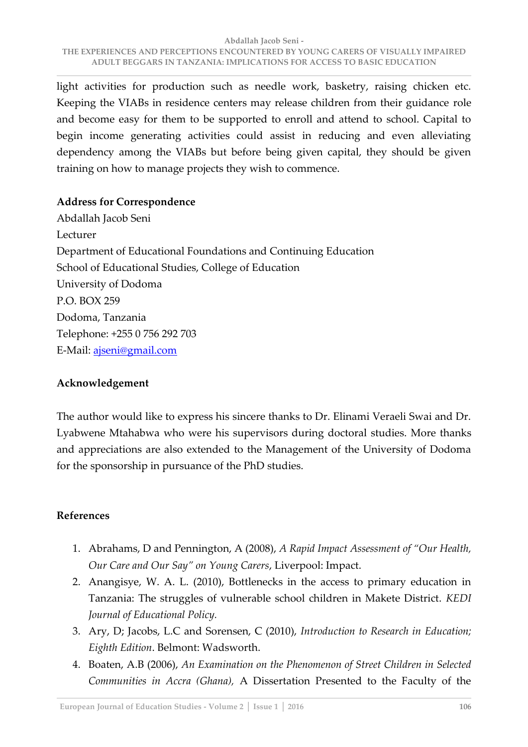light activities for production such as needle work, basketry, raising chicken etc. Keeping the VIABs in residence centers may release children from their guidance role and become easy for them to be supported to enroll and attend to school. Capital to begin income generating activities could assist in reducing and even alleviating dependency among the VIABs but before being given capital, they should be given training on how to manage projects they wish to commence.

**Address for Correspondence**

Abdallah Jacob Seni
Lecturer
Department of Educational Foundations and Continuing Education
School of Educational Studies, College of Education
University of Dodoma
P.O. BOX 259
Dodoma, Tanzania
Telephone: +255 0 756 292 703
E-Mail: ajseni@gmail.com

**Acknowledgement**

The author would like to express his sincere thanks to Dr. Elinami Veraeli Swai and Dr. Lyabwene Mtahabwa who were his supervisors during doctoral studies. More thanks and appreciations are also extended to the Management of the University of Dodoma for the sponsorship in pursuance of the PhD studies.

**References**

1. Abrahams, D and Pennington, A (2008), *A Rapid Impact Assessment of "Our Health, Our Care and Our Say" on Young Carers*, Liverpool: Impact.
2. Anangisye, W. A. L. (2010), Bottlenecks in the access to primary education in Tanzania: The struggles of vulnerable school children in Makete District. *KEDI Journal of Educational Policy.*
3. Ary, D; Jacobs, L.C and Sorensen, C (2010), *Introduction to Research in Education; Eighth Edition*. Belmont: Wadsworth.
4. Boaten, A.B (2006), *An Examination on the Phenomenon of Street Children in Selected Communities in Accra (Ghana),* A Dissertation Presented to the Faculty of the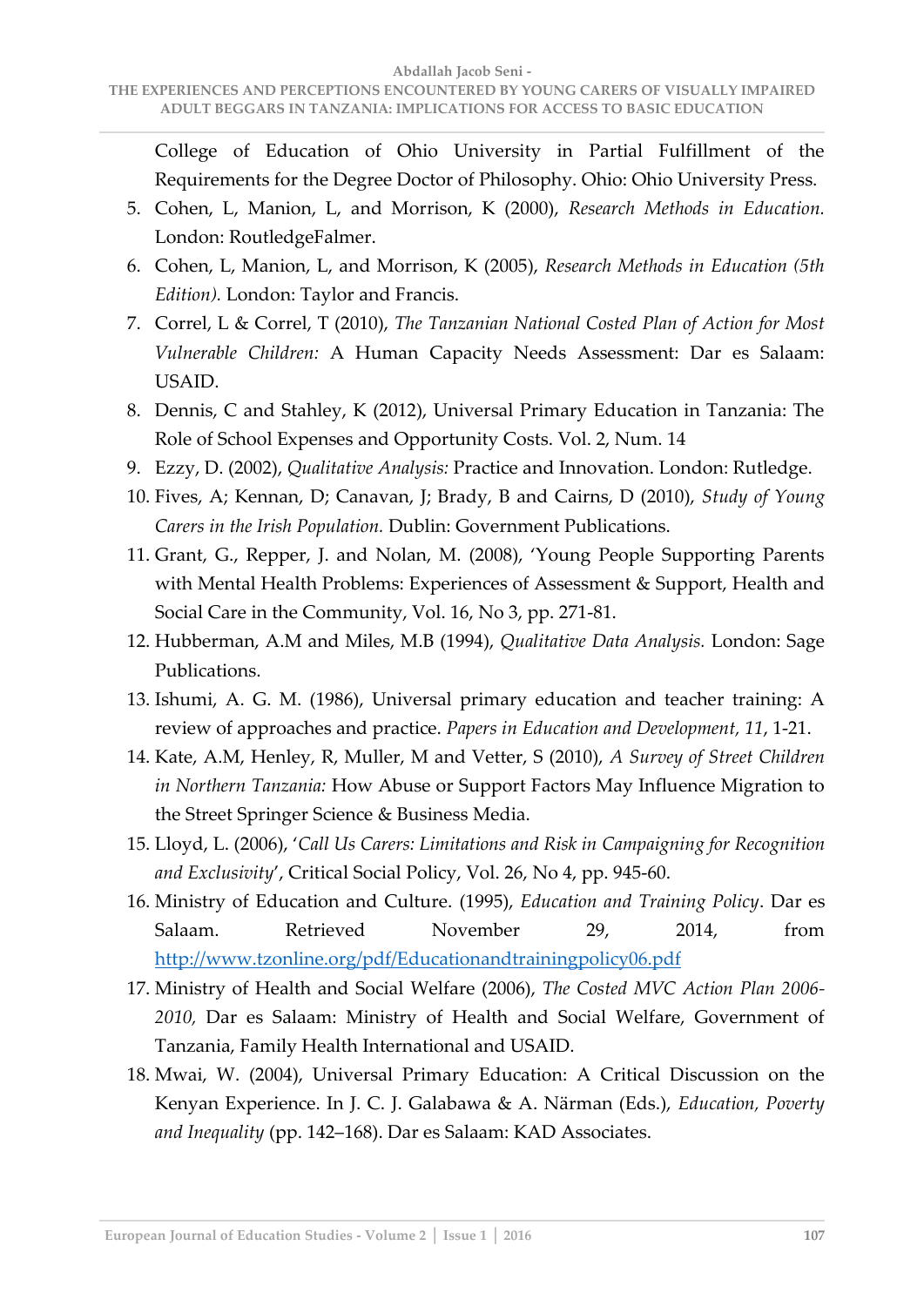College of Education of Ohio University in Partial Fulfillment of the Requirements for the Degree Doctor of Philosophy. Ohio: Ohio University Press.

5. Cohen, L, Manion, L, and Morrison, K (2000), *Research Methods in Education.* London: RoutledgeFalmer.
6. Cohen, L, Manion, L, and Morrison, K (2005), *Research Methods in Education (5th Edition).* London: Taylor and Francis.
7. Correl, L & Correl, T (2010), *The Tanzanian National Costed Plan of Action for Most Vulnerable Children:* A Human Capacity Needs Assessment: Dar es Salaam: USAID.
8. Dennis, C and Stahley, K (2012), Universal Primary Education in Tanzania: The Role of School Expenses and Opportunity Costs. Vol. 2, Num. 14
9. Ezzy, D. (2002), *Qualitative Analysis:* Practice and Innovation. London: Rutledge.
10. Fives, A; Kennan, D; Canavan, J; Brady, B and Cairns, D (2010), *Study of Young Carers in the Irish Population.* Dublin: Government Publications.
11. Grant, G., Repper, J. and Nolan, M. (2008), 'Young People Supporting Parents with Mental Health Problems: Experiences of Assessment & Support, Health and Social Care in the Community, Vol. 16, No 3, pp. 271-81.
12. Hubberman, A.M and Miles, M.B (1994), *Qualitative Data Analysis.* London: Sage Publications.
13. Ishumi, A. G. M. (1986), Universal primary education and teacher training: A review of approaches and practice. *Papers in Education and Development, 11*, 1-21.
14. Kate, A.M, Henley, R, Muller, M and Vetter, S (2010), *A Survey of Street Children in Northern Tanzania:* How Abuse or Support Factors May Influence Migration to the Street Springer Science & Business Media.
15. Lloyd, L. (2006), '*Call Us Carers: Limitations and Risk in Campaigning for Recognition and Exclusivity*', Critical Social Policy, Vol. 26, No 4, pp. 945-60.
16. Ministry of Education and Culture. (1995), *Education and Training Policy*. Dar es Salaam. Retrieved November 29, 2014, from http://www.tzonline.org/pdf/Educationandtrainingpolicy06.pdf
17. Ministry of Health and Social Welfare (2006), *The Costed MVC Action Plan 2006-2010,* Dar es Salaam: Ministry of Health and Social Welfare, Government of Tanzania, Family Health International and USAID.
18. Mwai, W. (2004), Universal Primary Education: A Critical Discussion on the Kenyan Experience. In J. C. J. Galabawa & A. Närman (Eds.), *Education, Poverty and Inequality* (pp. 142–168). Dar es Salaam: KAD Associates.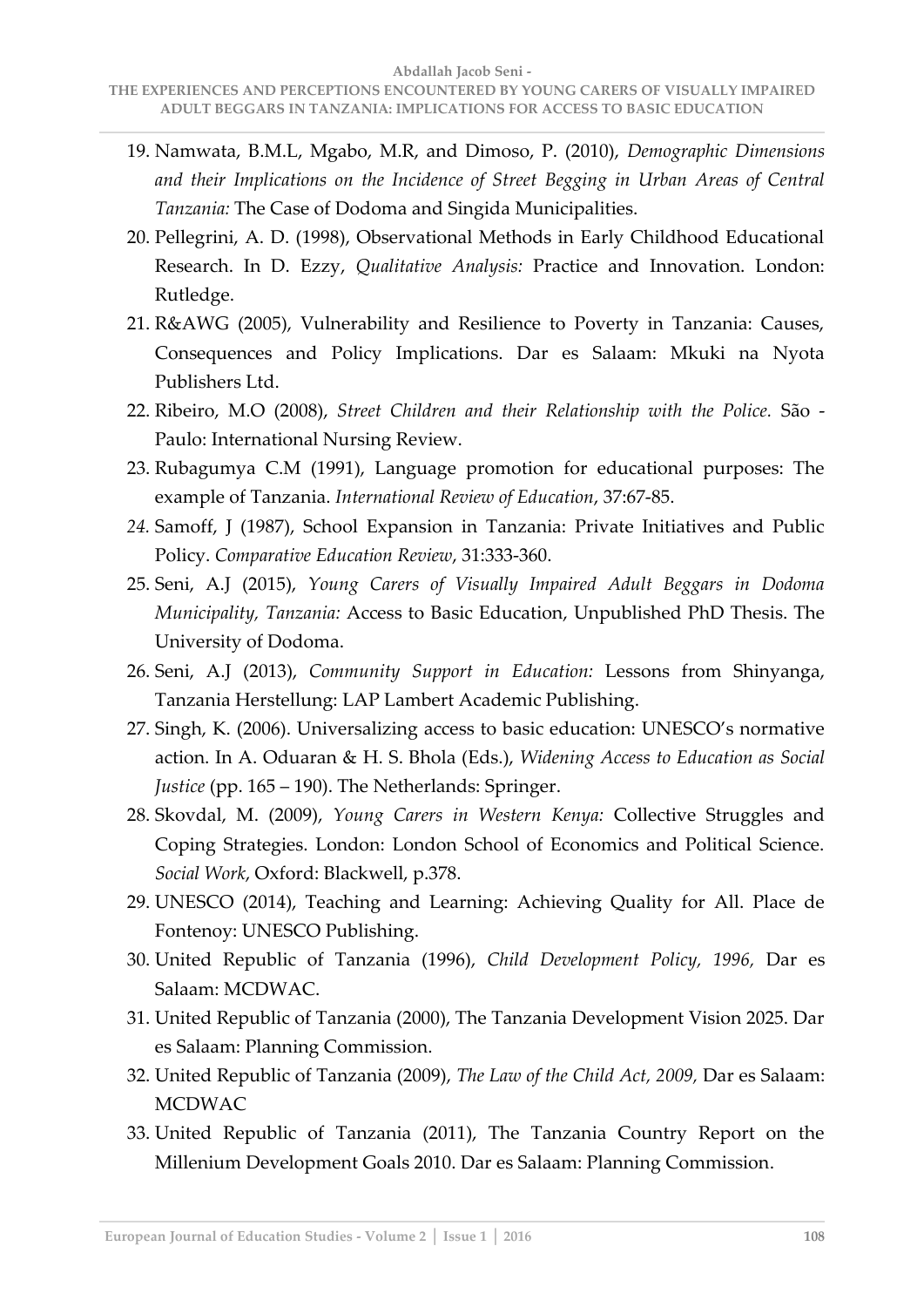19. Namwata, B.M.L, Mgabo, M.R, and Dimoso, P. (2010), *Demographic Dimensions and their Implications on the Incidence of Street Begging in Urban Areas of Central Tanzania:* The Case of Dodoma and Singida Municipalities.
20. Pellegrini, A. D. (1998), Observational Methods in Early Childhood Educational Research. In D. Ezzy, *Qualitative Analysis:* Practice and Innovation. London: Rutledge.
21. R&AWG (2005), Vulnerability and Resilience to Poverty in Tanzania: Causes, Consequences and Policy Implications. Dar es Salaam: Mkuki na Nyota Publishers Ltd.
22. Ribeiro, M.O (2008), *Street Children and their Relationship with the Police.* São - Paulo: International Nursing Review.
23. Rubagumya C.M (1991), Language promotion for educational purposes: The example of Tanzania. *International Review of Education*, 37:67-85.
24. Samoff, J (1987), School Expansion in Tanzania: Private Initiatives and Public Policy. *Comparative Education Review*, 31:333-360.
25. Seni, A.J (2015), *Young Carers of Visually Impaired Adult Beggars in Dodoma Municipality, Tanzania:* Access to Basic Education, Unpublished PhD Thesis. The University of Dodoma.
26. Seni, A.J (2013), *Community Support in Education:* Lessons from Shinyanga, Tanzania Herstellung: LAP Lambert Academic Publishing.
27. Singh, K. (2006). Universalizing access to basic education: UNESCO's normative action. In A. Oduaran & H. S. Bhola (Eds.), *Widening Access to Education as Social Justice* (pp. 165 – 190). The Netherlands: Springer.
28. Skovdal, M. (2009), *Young Carers in Western Kenya:* Collective Struggles and Coping Strategies. London: London School of Economics and Political Science. *Social Work*, Oxford: Blackwell, p.378.
29. UNESCO (2014), Teaching and Learning: Achieving Quality for All. Place de Fontenoy: UNESCO Publishing.
30. United Republic of Tanzania (1996), *Child Development Policy, 1996,* Dar es Salaam: MCDWAC.
31. United Republic of Tanzania (2000), The Tanzania Development Vision 2025. Dar es Salaam: Planning Commission.
32. United Republic of Tanzania (2009), *The Law of the Child Act, 2009,* Dar es Salaam: MCDWAC
33. United Republic of Tanzania (2011), The Tanzania Country Report on the Millenium Development Goals 2010. Dar es Salaam: Planning Commission.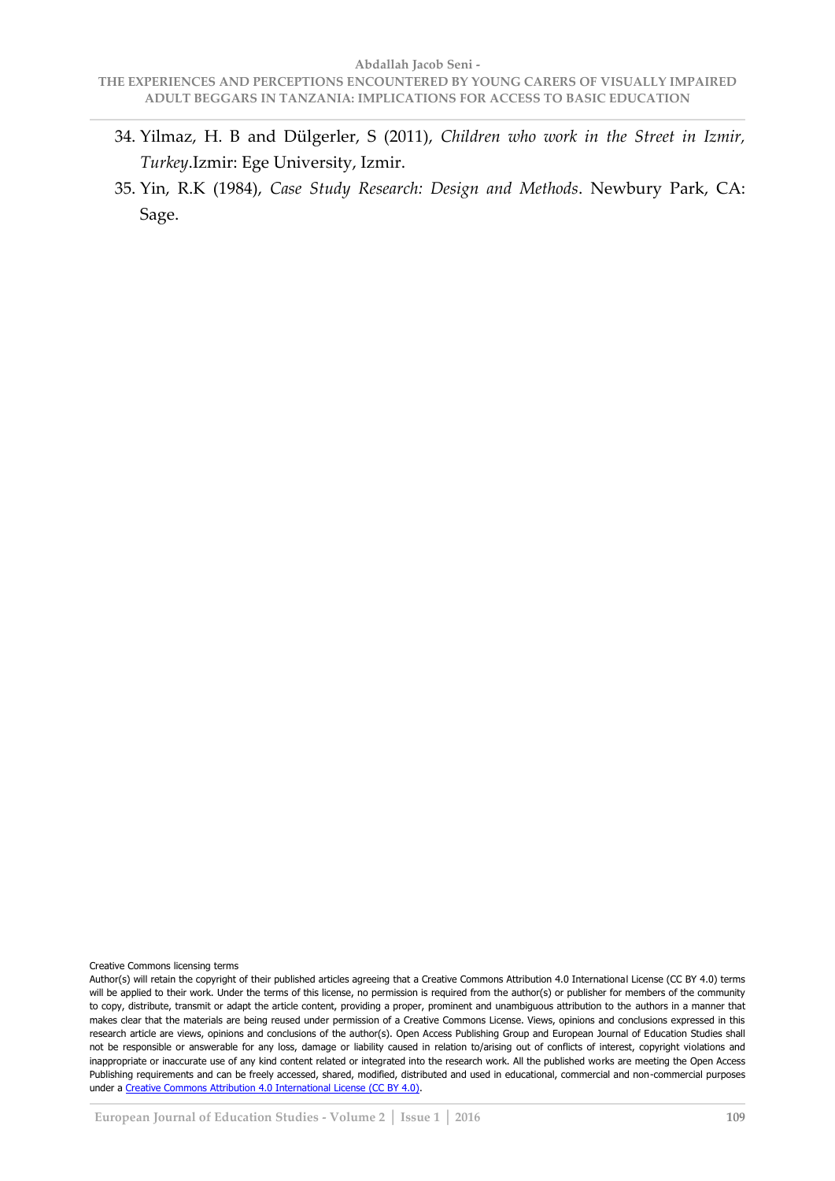34. Yilmaz, H. B and Dülgerler, S (2011), *Children who work in the Street in Izmir, Turkey*.Izmir: Ege University, Izmir.
35. Yin, R.K (1984), *Case Study Research: Design and Methods*. Newbury Park, CA: Sage.

Creative Commons licensing terms

Author(s) will retain the copyright of their published articles agreeing that a Creative Commons Attribution 4.0 International License (CC BY 4.0) terms will be applied to their work. Under the terms of this license, no permission is required from the author(s) or publisher for members of the community to copy, distribute, transmit or adapt the article content, providing a proper, prominent and unambiguous attribution to the authors in a manner that makes clear that the materials are being reused under permission of a Creative Commons License. Views, opinions and conclusions expressed in this research article are views, opinions and conclusions of the author(s). Open Access Publishing Group and European Journal of Education Studies shall not be responsible or answerable for any loss, damage or liability caused in relation to/arising out of conflicts of interest, copyright violations and inappropriate or inaccurate use of any kind content related or integrated into the research work. All the published works are meeting the Open Access Publishing requirements and can be freely accessed, shared, modified, distributed and used in educational, commercial and non-commercial purposes under a [Creative Commons Attribution 4.0 International License (CC BY 4.0)](https://creativecommons.org/licenses/by/4.0/).